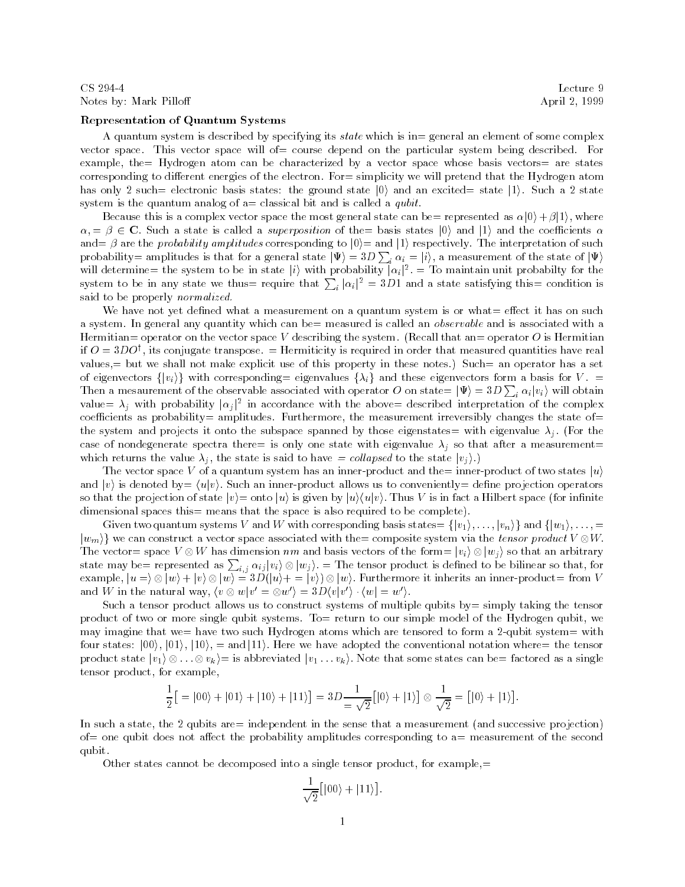CS 294-4 Lecture 9
Notes by: Mark Pilloff April 2, 1999

**Representation of Quantum Systems**

A quantum system is described by specifying its *state* which is in= general an element of some complex vector space. This vector space will of= course depend on the particular system being described. For example, the= Hydrogen atom can be characterized by a vector space whose basis vectors= are states corresponding to different energies of the electron. For= simplicity we will pretend that the Hydrogen atom has only 2 such= electronic basis states: the ground state $|0\rangle$ and an excited= state $|1\rangle$. Such a 2 state system is the quantum analog of a= classical bit and is called a *qubit*.

Because this is a complex vector space the most general state can be= represented as $\alpha|0\rangle + \beta|1\rangle$, where $\alpha, = \beta \in \mathbf{C}$. Such a state is called a *superposition* of the= basis states $|0\rangle$ and $|1\rangle$ and the coefficients $\alpha$ and= $\beta$ are the *probability amplitudes* corresponding to $|0\rangle$= and $|1\rangle$ respectively. The interpretation of such probability= amplitudes is that for a general state $|\Psi\rangle = 3D \sum_i \alpha_i = |i\rangle$, a measurement of the state of $|\Psi\rangle$ will determine= the system to be in state $|i\rangle$ with probability $|\alpha_i|^2$. = To maintain unit probabilty for the system to be in any state we thus= require that $\sum_i |\alpha_i|^2 = 3D1$ and a state satisfying this= condition is said to be properly *normalized.*

We have not yet defined what a measurement on a quantum system is or what= effect it has on such a system. In general any quantity which can be= measured is called an *observable* and is associated with a Hermitian= operator on the vector space $V$ describing the system. (Recall that an= operator $O$ is Hermitian if $O = 3DO^\dagger$, its conjugate transpose. = Hermiticity is required in order that measured quantities have real values,= but we shall not make explicit use of this property in these notes.) Such= an operator has a set of eigenvectors $\{|v_i\rangle\}$ with corresponding= eigenvalues $\{\lambda_i\}$ and these eigenvectors form a basis for $V$. = Then a measurement of the observable associated with operator $O$ on state= $|\Psi\rangle = 3D \sum_i \alpha_i |v_i\rangle$ will obtain value= $\lambda_j$ with probability $|\alpha_j|^2$ in accordance with the above= described interpretation of the complex coefficients as probability= amplitudes. Furthermore, the measurement irreversibly changes the state of= the system and projects it onto the subspace spanned by those eigenstates= with eigenvalue $\lambda_j$. (For the case of nondegenerate spectra there= is only one state with eigenvalue $\lambda_j$ so that after a measurement= which returns the value $\lambda_j$, the state is said to have $=$ *collapsed* to the state $|v_j\rangle$.)

The vector space $V$ of a quantum system has an inner-product and the= inner-product of two states $|u\rangle$ and $|v\rangle$ is denoted by= $\langle u|v\rangle$. Such an inner-product allows us to conveniently= define projection operators so that the projection of state $|v\rangle$= onto $|u\rangle$ is given by $|u\rangle\langle u|v\rangle$. Thus $V$ is in fact a Hilbert space (for infinite dimensional spaces this= means that the space is also required to be complete).

Given two quantum systems $V$ and $W$ with corresponding basis states= $\{|v_1\rangle, \ldots, |v_n\rangle\}$ and $\{|w_1\rangle, \ldots, = |w_m\rangle\}$ we can construct a vector space associated with the= composite system via the *tensor product* $V \otimes W$. The vector= space $V \otimes W$ has dimension $nm$ and basis vectors of the form= $|v_i\rangle \otimes |w_j\rangle$ so that an arbitrary state may be= represented as $\sum_{i,j} \alpha_{ij} |v_i\rangle \otimes |w_j\rangle$. = The tensor product is defined to be bilinear so that, for example, $|u =\rangle \otimes |w\rangle + |v\rangle \otimes |w\rangle = 3D(|u\rangle + = |v\rangle) \otimes |w\rangle$. Furthermore it inherits an inner-product= from $V$ and $W$ in the natural way, $\langle v \otimes w | v' = \otimes w'\rangle = 3D\langle v|v'\rangle \cdot \langle w | = w'\rangle$.

Such a tensor product allows us to construct systems of multiple qubits by= simply taking the tensor product of two or more single qubit systems. To= return to our simple model of the Hydrogen qubit, we may imagine that we= have two such Hydrogen atoms which are tensored to form a 2-qubit system= with four states: $|00\rangle$, $|01\rangle$, $|10\rangle$, = and $|11\rangle$. Here we have adopted the conventional notation where= the tensor product state $|v_1\rangle \otimes \ldots \otimes v_k\rangle$= is abbreviated $|v_1 \ldots v_k\rangle$. Note that some states can be= factored as a single tensor product, for example,

$$\frac{1}{2}\big[ = |00\rangle + |01\rangle + |10\rangle + |11\rangle\big] = 3D\frac{1}{= \sqrt{2}}\big[|0\rangle + |1\rangle\big] \otimes \frac{1}{\sqrt{2}} = \big[|0\rangle + |1\rangle\big].$$

In such a state, the 2 qubits are= independent in the sense that a measurement (and successive projection) of= one qubit does not affect the probability amplitudes corresponding to a= measurement of the second qubit.

Other states cannot be decomposed into a single tensor product, for example,=

$$\frac{1}{\sqrt{2}}\big[|00\rangle + |11\rangle\big].$$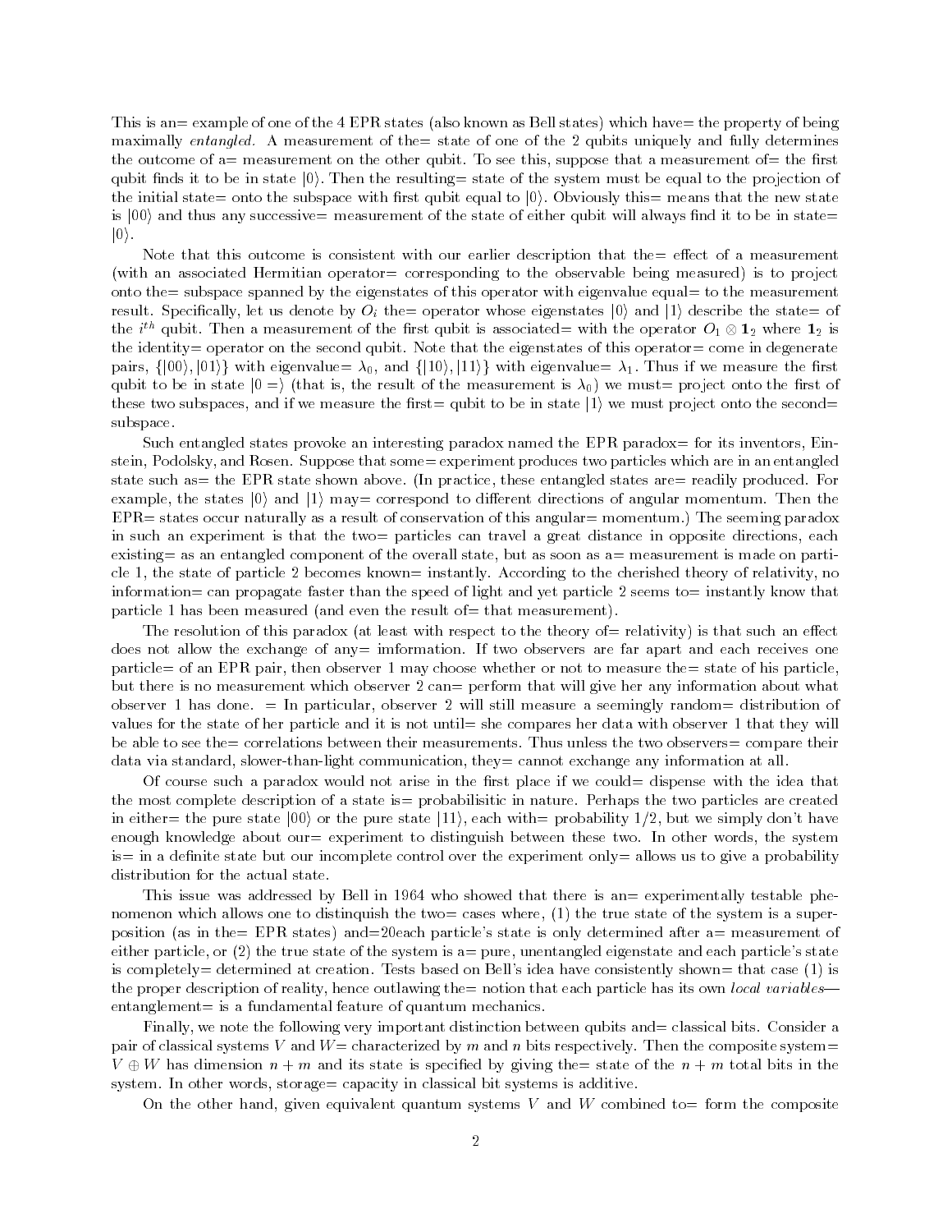This is an= example of one of the 4 EPR states (also known as Bell states) which have= the property of being maximally *entangled.* A measurement of the= state of one of the 2 qubits uniquely and fully determines the outcome of a= measurement on the other qubit. To see this, suppose that a measurement of= the first qubit finds it to be in state $|0\rangle$. Then the resulting= state of the system must be equal to the projection of the initial state= onto the subspace with first qubit equal to $|0\rangle$. Obviously this= means that the new state is $|00\rangle$ and thus any successive= measurement of the state of either qubit will always find it to be in state= $|0\rangle$.

Note that this outcome is consistent with our earlier description that the= effect of a measurement (with an associated Hermitian operator= corresponding to the observable being measured) is to project onto the= subspace spanned by the eigenstates of this operator with eigenvalue equal= to the measurement result. Specifically, let us denote by $O_i$ the= operator whose eigenstates $|0\rangle$ and $|1\rangle$ describe the state= of the $i^{th}$ qubit. Then a measurement of the first qubit is associated= with the operator $O_1 \otimes \mathbf{1}_2$ where $\mathbf{1}_2$ is the identity= operator on the second qubit. Note that the eigenstates of this operator= come in degenerate pairs, $\{|00\rangle, |01\rangle\}$ with eigenvalue= $\lambda_0$, and $\{|10\rangle, |11\rangle\}$ with eigenvalue= $\lambda_1$. Thus if we measure the first qubit to be in state $|0 =\rangle$ (that is, the result of the measurement is $\lambda_0$) we must= project onto the first of these two subspaces, and if we measure the first= qubit to be in state $|1\rangle$ we must project onto the second= subspace.

Such entangled states provoke an interesting paradox named the EPR paradox= for its inventors, Einstein, Podolsky, and Rosen. Suppose that some= experiment produces two particles which are in an entangled state such as= the EPR state shown above. (In practice, these entangled states are= readily produced. For example, the states $|0\rangle$ and $|1\rangle$ may= correspond to different directions of angular momentum. Then the EPR= states occur naturally as a result of conservation of this angular= momentum.) The seeming paradox in such an experiment is that the two= particles can travel a great distance in opposite directions, each existing= as an entangled component of the overall state, but as soon as a= measurement is made on particle 1, the state of particle 2 becomes known= instantly. According to the cherished theory of relativity, no information= can propagate faster than the speed of light and yet particle 2 seems to= instantly know that particle 1 has been measured (and even the result of= that measurement).

The resolution of this paradox (at least with respect to the theory of= relativity) is that such an effect does not allow the exchange of any= imformation. If two observers are far apart and each receives one particle= of an EPR pair, then observer 1 may choose whether or not to measure the= state of his particle, but there is no measurement which observer 2 can= perform that will give her any information about what observer 1 has done. = In particular, observer 2 will still measure a seemingly random= distribution of values for the state of her particle and it is not until= she compares her data with observer 1 that they will be able to see the= correlations between their measurements. Thus unless the two observers= compare their data via standard, slower-than-light communication, they= cannot exchange any information at all.

Of course such a paradox would not arise in the first place if we could= dispense with the idea that the most complete description of a state is= probabilisitic in nature. Perhaps the two particles are created in either= the pure state $|00\rangle$ or the pure state $|11\rangle$, each with= probability 1/2, but we simply don't have enough knowledge about our= experiment to distinguish between these two. In other words, the system is= in a definite state but our incomplete control over the experiment only= allows us to give a probability distribution for the actual state.

This issue was addressed by Bell in 1964 who showed that there is an= experimentally testable phenomenon which allows one to distinquish the two= cases where, (1) the true state of the system is a superposition (as in the= EPR states) and=20each particle's state is only determined after a= measurement of either particle, or (2) the true state of the system is a= pure, unentangled eigenstate and each particle's state is completely= determined at creation. Tests based on Bell's idea have consistently shown= that case (1) is the proper description of reality, hence outlawing the= notion that each particle has its own *local variables*— entanglement= is a fundamental feature of quantum mechanics.

Finally, we note the following very important distinction between qubits and= classical bits. Consider a pair of classical systems $V$ and $W$= characterized by $m$ and $n$ bits respectively. Then the composite system= $V \oplus W$ has dimension $n + m$ and its state is specified by giving the= state of the $n + m$ total bits in the system. In other words, storage= capacity in classical bit systems is additive.

On the other hand, given equivalent quantum systems $V$ and $W$ combined to= form the composite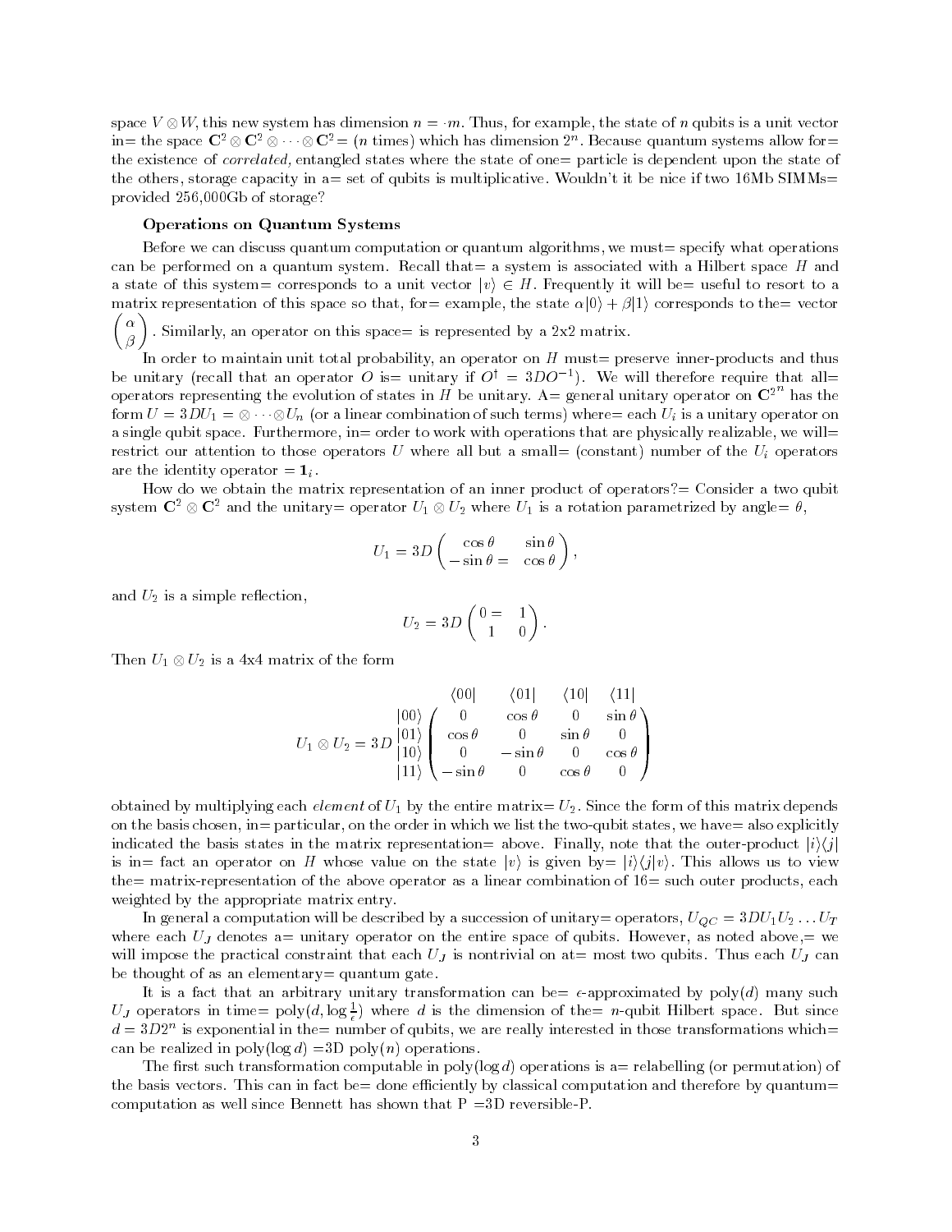space $V \otimes W$, this new system has dimension $n = \cdot m$. Thus, for example, the state of $n$ qubits is a unit vector in= the space $\mathbf{C}^2 \otimes \mathbf{C}^2 \otimes \cdots \otimes \mathbf{C}^2 =$ ($n$ times) which has dimension $2^n$. Because quantum systems allow for= the existence of *correlated,* entangled states where the state of one= particle is dependent upon the state of the others, storage capacity in a= set of qubits is multiplicative. Wouldn't it be nice if two 16Mb SIMMs= provided 256,000Gb of storage?

**Operations on Quantum Systems**

Before we can discuss quantum computation or quantum algorithms, we must= specify what operations can be performed on a quantum system. Recall that= a system is associated with a Hilbert space $H$ and a state of this system= corresponds to a unit vector $|v\rangle \in H$. Frequently it will be= useful to resort to a matrix representation of this space so that, for= example, the state $\alpha|0\rangle + \beta|1\rangle$ corresponds to the= vector $\begin{pmatrix} \alpha \\ \beta \end{pmatrix}$. Similarly, an operator on this space= is represented by a 2x2 matrix.

In order to maintain unit total probability, an operator on $H$ must= preserve inner-products and thus be unitary (recall that an operator $O$ is= unitary if $O^\dagger = 3DO^{-1}$). We will therefore require that all= operators representing the evolution of states in $H$ be unitary. A= general unitary operator on $\mathbf{C}^{2^n}$ has the form $U = 3DU_1 = \otimes \cdots \otimes U_n$ (or a linear combination of such terms) where= each $U_i$ is a unitary operator on a single qubit space. Furthermore, in= order to work with operations that are physically realizable, we will= restrict our attention to those operators $U$ where all but a small= (constant) number of the $U_i$ operators are the identity operator $= \mathbf{1}_i$.

How do we obtain the matrix representation of an inner product of operators?= Consider a two qubit system $\mathbf{C}^2 \otimes \mathbf{C}^2$ and the unitary= operator $U_1 \otimes U_2$ where $U_1$ is a rotation parametrized by angle= $\theta$,

$$U_1 = 3D \begin{pmatrix} \cos\theta & \sin\theta \\ -\sin\theta = & \cos\theta \end{pmatrix},$$

and $U_2$ is a simple reflection,

$$U_2 = 3D \begin{pmatrix} 0 = & 1 \\ 1 & 0 \end{pmatrix}.$$

Then $U_1 \otimes U_2$ is a 4x4 matrix of the form

$$U_1 \otimes U_2 = 3D \begin{array}{c} \\ |00\rangle \\ |01\rangle \\ |10\rangle \\ |11\rangle \end{array} \begin{array}{c} \begin{array}{cccc} \langle 00| & \langle 01| & \langle 10| & \langle 11| \end{array} \\ \begin{pmatrix} 0 & \cos\theta & 0 & \sin\theta \\ \cos\theta & 0 & \sin\theta & 0 \\ 0 & -\sin\theta & 0 & \cos\theta \\ -\sin\theta & 0 & \cos\theta & 0 \end{pmatrix} \end{array}$$

obtained by multiplying each *element* of $U_1$ by the entire matrix= $U_2$. Since the form of this matrix depends on the basis chosen, in= particular, on the order in which we list the two-qubit states, we have= also explicitly indicated the basis states in the matrix representation= above. Finally, note that the outer-product $|i\rangle\langle j|$ is in= fact an operator on $H$ whose value on the state $|v\rangle$ is given by= $|i\rangle\langle j|v\rangle$. This allows us to view the= matrix-representation of the above operator as a linear combination of 16= such outer products, each weighted by the appropriate matrix entry.

In general a computation will be described by a succession of unitary= operators, $U_{QC} = 3DU_1U_2 \ldots U_T$ where each $U_J$ denotes a= unitary operator on the entire space of qubits. However, as noted above,= we will impose the practical constraint that each $U_J$ is nontrivial on at= most two qubits. Thus each $U_J$ can be thought of as an elementary= quantum gate.

It is a fact that an arbitrary unitary transformation can be= $\epsilon$-approximated by poly($d$) many such $U_J$ operators in time= poly($d, \log\frac{1}{\epsilon}$) where $d$ is the dimension of the= $n$-qubit Hilbert space. But since $d = 3D2^n$ is exponential in the= number of qubits, we are really interested in those transformations which= can be realized in poly($\log d$) =3D poly($n$) operations.

The first such transformation computable in poly($\log d$) operations is a= relabelling (or permutation) of the basis vectors. This can in fact be= done efficiently by classical computation and therefore by quantum= computation as well since Bennett has shown that P =3D reversible-P.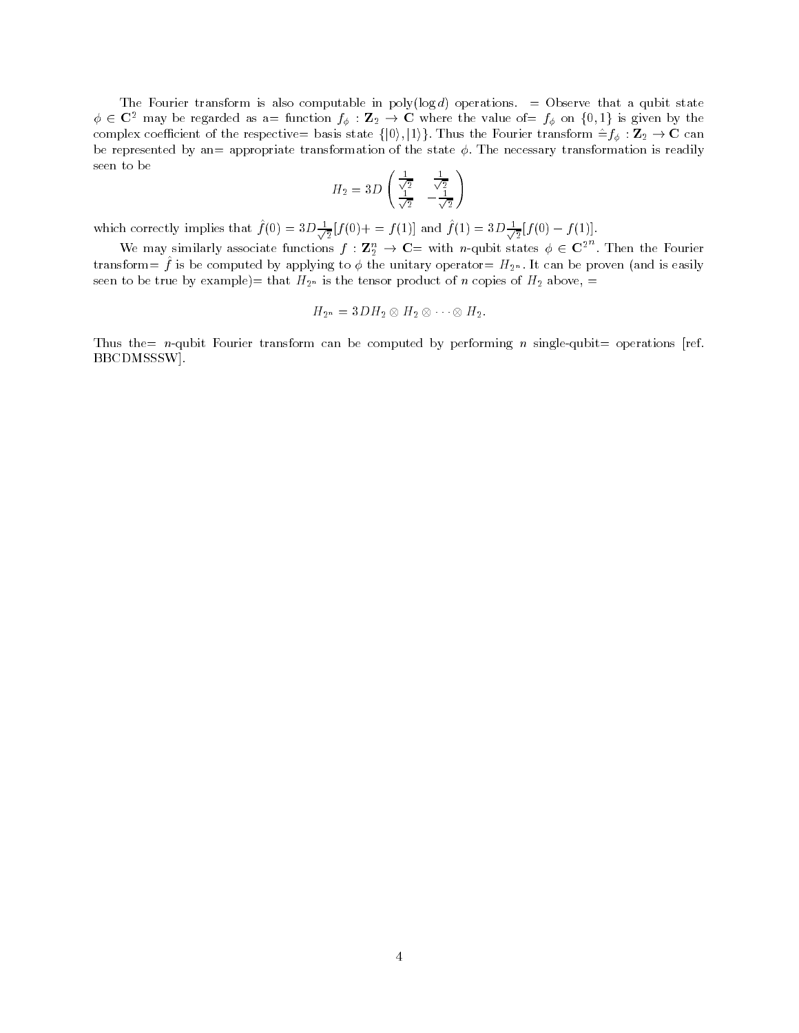The Fourier transform is also computable in poly$(\log d)$ operations. = Observe that a qubit state $\phi \in \mathbf{C}^2$ may be regarded as a= function $f_\phi : \mathbf{Z}_2 \to \mathbf{C}$ where the value of= $f_\phi$ on $\{0,1\}$ is given by the complex coefficient of the respective= basis state $\{|0\rangle, |1\rangle\}$. Thus the Fourier transform $\hat{=} f_\phi : \mathbf{Z}_2 \to \mathbf{C}$ can be represented by an= appropriate transformation of the state $\phi$. The necessary transformation is readily seen to be

$$H_2 = 3D \begin{pmatrix} \frac{1}{\sqrt{2}} & \frac{1}{\sqrt{2}} \\ \frac{1}{\sqrt{2}} & -\frac{1}{\sqrt{2}} \end{pmatrix}$$

which correctly implies that $\hat{f}(0) = 3D\frac{1}{\sqrt{2}}[f(0) + = f(1)]$ and $\hat{f}(1) = 3D\frac{1}{\sqrt{2}}[f(0) - f(1)]$.

We may similarly associate functions $f : \mathbf{Z}_2^n \to \mathbf{C}$= with $n$-qubit states $\phi \in \mathbf{C}^{2^n}$. Then the Fourier transform= $\hat{f}$ is be computed by applying to $\phi$ the unitary operator= $H_{2^n}$. It can be proven (and is easily seen to be true by example)= that $H_{2^n}$ is the tensor product of $n$ copies of $H_2$ above, =

$$H_{2^n} = 3D H_2 \otimes H_2 \otimes \cdots \otimes H_2.$$

Thus the= $n$-qubit Fourier transform can be computed by performing $n$ single-qubit= operations [ref. BBCDMSSSW].